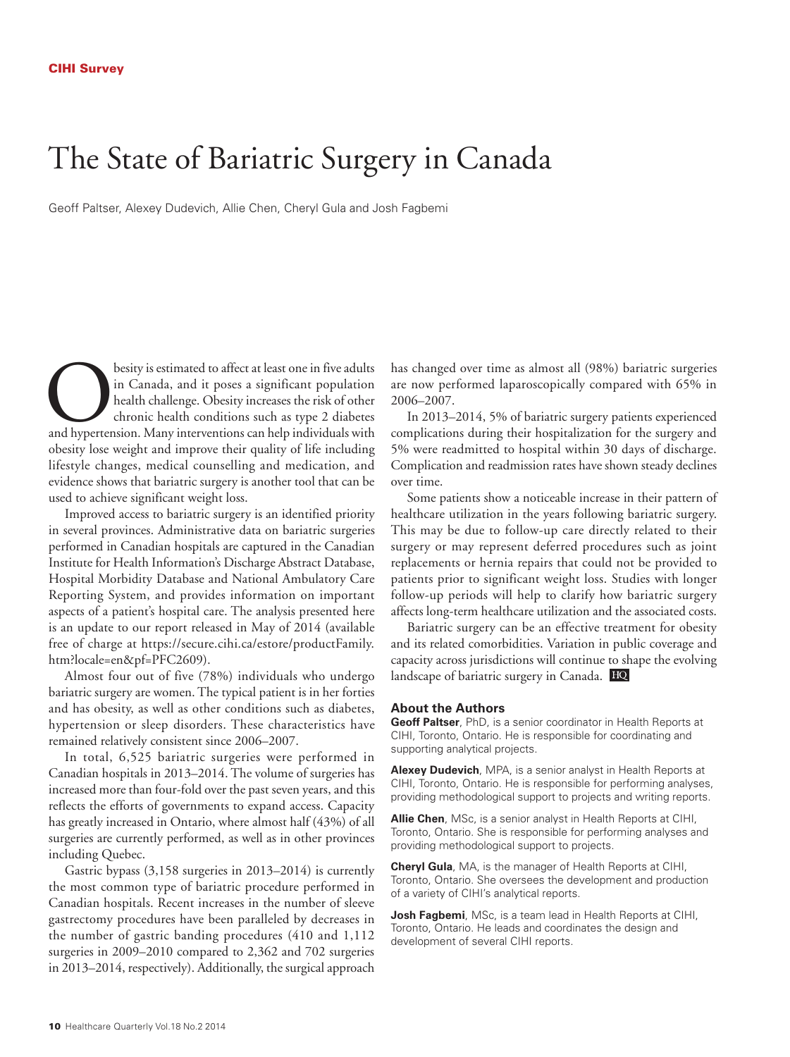CIHI Survey

# The State of Bariatric Surgery in Canada

Geoff Paltser, Alexey Dudevich, Allie Chen, Cheryl Gula and Josh Fagbemi

Obesity is estimated to affect at least one in five adults in Canada, and it poses a significant population health challenge. Obesity increases the risk of other chronic health conditions such as type 2 diabetes and hypertension. Many interventions can help individuals with obesity lose weight and improve their quality of life including lifestyle changes, medical counselling and medication, and evidence shows that bariatric surgery is another tool that can be used to achieve significant weight loss.

Improved access to bariatric surgery is an identified priority in several provinces. Administrative data on bariatric surgeries performed in Canadian hospitals are captured in the Canadian Institute for Health Information's Discharge Abstract Database, Hospital Morbidity Database and National Ambulatory Care Reporting System, and provides information on important aspects of a patient's hospital care. The analysis presented here is an update to our report released in May of 2014 (available free of charge at https://secure.cihi.ca/estore/productFamily.htm?locale=en&pf=PFC2609).

Almost four out of five (78%) individuals who undergo bariatric surgery are women. The typical patient is in her forties and has obesity, as well as other conditions such as diabetes, hypertension or sleep disorders. These characteristics have remained relatively consistent since 2006–2007.

In total, 6,525 bariatric surgeries were performed in Canadian hospitals in 2013–2014. The volume of surgeries has increased more than four-fold over the past seven years, and this reflects the efforts of governments to expand access. Capacity has greatly increased in Ontario, where almost half (43%) of all surgeries are currently performed, as well as in other provinces including Quebec.

Gastric bypass (3,158 surgeries in 2013–2014) is currently the most common type of bariatric procedure performed in Canadian hospitals. Recent increases in the number of sleeve gastrectomy procedures have been paralleled by decreases in the number of gastric banding procedures (410 and 1,112 surgeries in 2009–2010 compared to 2,362 and 702 surgeries in 2013–2014, respectively). Additionally, the surgical approach has changed over time as almost all (98%) bariatric surgeries are now performed laparoscopically compared with 65% in 2006–2007.

In 2013–2014, 5% of bariatric surgery patients experienced complications during their hospitalization for the surgery and 5% were readmitted to hospital within 30 days of discharge. Complication and readmission rates have shown steady declines over time.

Some patients show a noticeable increase in their pattern of healthcare utilization in the years following bariatric surgery. This may be due to follow-up care directly related to their surgery or may represent deferred procedures such as joint replacements or hernia repairs that could not be provided to patients prior to significant weight loss. Studies with longer follow-up periods will help to clarify how bariatric surgery affects long-term healthcare utilization and the associated costs.

Bariatric surgery can be an effective treatment for obesity and its related comorbidities. Variation in public coverage and capacity across jurisdictions will continue to shape the evolving landscape of bariatric surgery in Canada. HQ

## About the Authors

**Geoff Paltser**, PhD, is a senior coordinator in Health Reports at CIHI, Toronto, Ontario. He is responsible for coordinating and supporting analytical projects.

**Alexey Dudevich**, MPA, is a senior analyst in Health Reports at CIHI, Toronto, Ontario. He is responsible for performing analyses, providing methodological support to projects and writing reports.

**Allie Chen**, MSc, is a senior analyst in Health Reports at CIHI, Toronto, Ontario. She is responsible for performing analyses and providing methodological support to projects.

**Cheryl Gula**, MA, is the manager of Health Reports at CIHI, Toronto, Ontario. She oversees the development and production of a variety of CIHI's analytical reports.

**Josh Fagbemi**, MSc, is a team lead in Health Reports at CIHI, Toronto, Ontario. He leads and coordinates the design and development of several CIHI reports.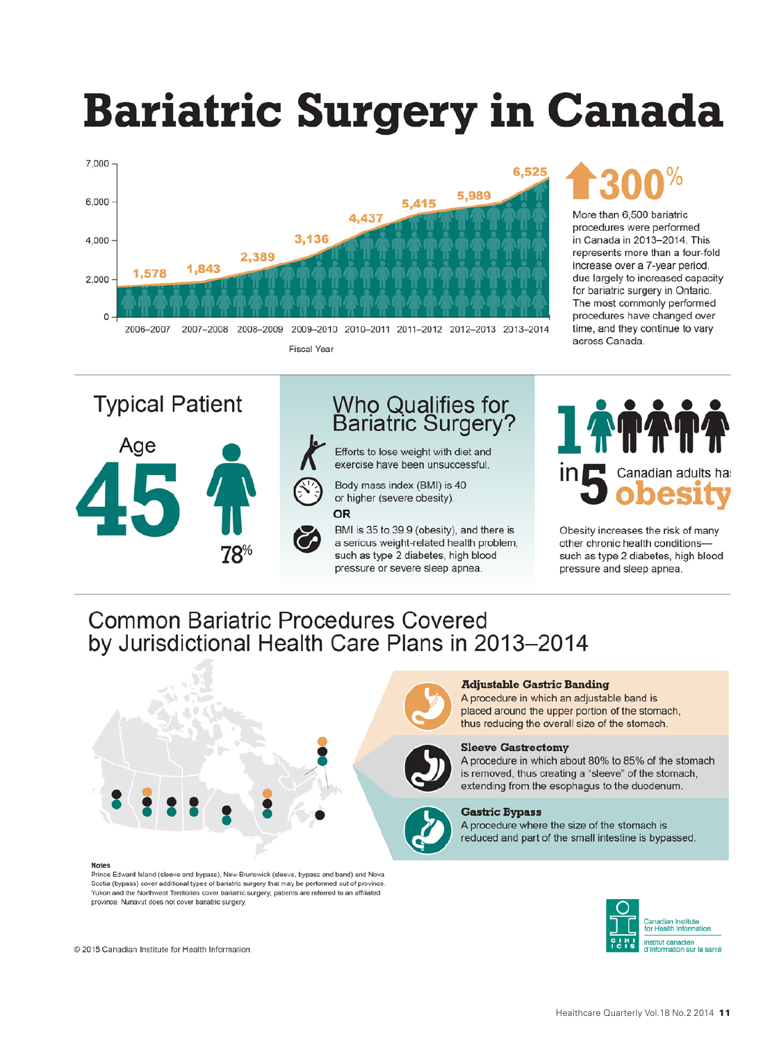# Bariatric Surgery in Canada

7,000
6,000
4,000
2,000
0

1,578
1,843
2,389
3,136
4,437
5,415
5,989
6,525

2006–2007
2007–2008
2008–2009
2009–2010
2010–2011
2011–2012
2012–2013
2013–2014

Fiscal Year

300%

More than 6,500 bariatric procedures were performed in Canada in 2013–2014. This represents more than a four-fold increase over a 7-year period, due largely to increased capacity for bariatric surgery in Ontario. The most commonly performed procedures have changed over time, and they continue to vary across Canada.

## Typical Patient

Age

45

78%

## Who Qualifies for Bariatric Surgery?

Efforts to lose weight with diet and exercise have been unsuccessful.

Body mass index (BMI) is 40 or higher (severe obesity).

**OR**

BMI is 35 to 39.9 (obesity), and there is a serious weight-related health problem, such as type 2 diabetes, high blood pressure or severe sleep apnea.

**1 in 5** Canadian adults has **obesity**

Obesity increases the risk of many other chronic health conditions—such as type 2 diabetes, high blood pressure and sleep apnea.

## Common Bariatric Procedures Covered by Jurisdictional Health Care Plans in 2013–2014

**Adjustable Gastric Banding**
A procedure in which an adjustable band is placed around the upper portion of the stomach, thus reducing the overall size of the stomach.

**Sleeve Gastrectomy**
A procedure in which about 80% to 85% of the stomach is removed, thus creating a "sleeve" of the stomach, extending from the esophagus to the duodenum.

**Gastric Bypass**
A procedure where the size of the stomach is reduced and part of the small intestine is bypassed.

**Notes**
Prince Edward Island (sleeve and bypass), New Brunswick (sleeve, bypass and band) and Nova Scotia (bypass) cover additional types of bariatric surgery that may be performed out of province. Yukon and the Northwest Territories cover bariatric surgery; patients are referred to an affiliated province. Nunavut does not cover bariatric surgery.

© 2015 Canadian Institute for Health Information

Canadian Institute for Health Information
Institut canadien d'information sur la santé